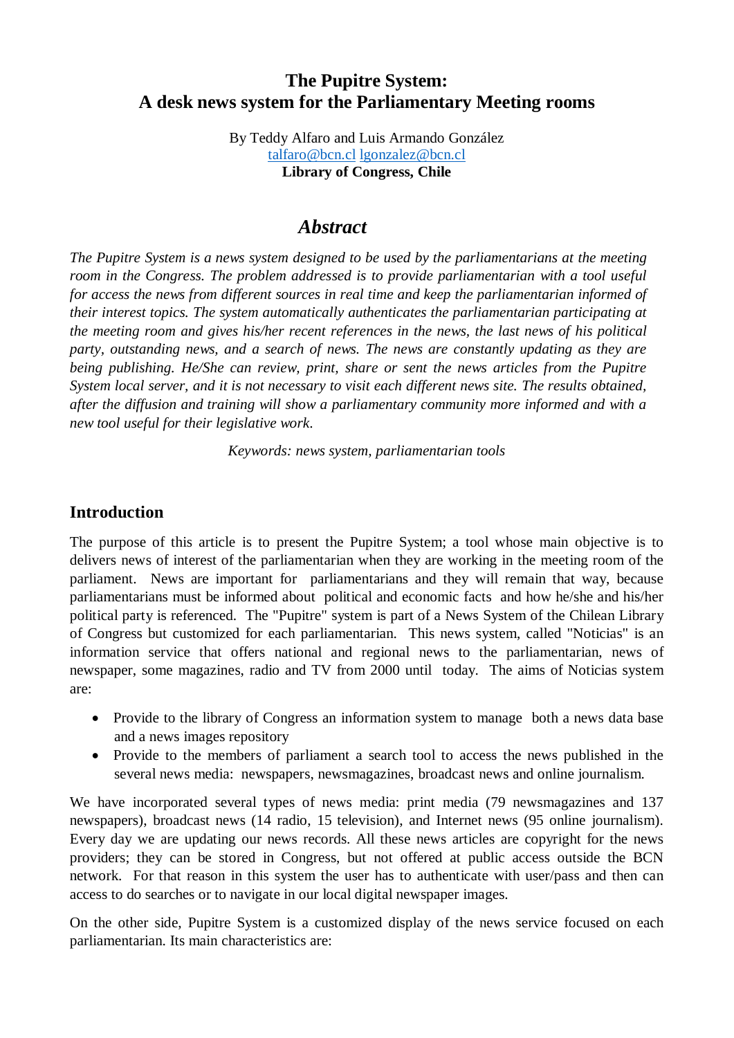# The Pupitre System:
# A desk news system for the Parliamentary Meeting rooms

By Teddy Alfaro and Luis Armando González
talfaro@bcn.cl lgonzalez@bcn.cl
**Library of Congress, Chile**

## *Abstract*

*The Pupitre System is a news system designed to be used by the parliamentarians at the meeting room in the Congress. The problem addressed is to provide parliamentarian with a tool useful for access the news from different sources in real time and keep the parliamentarian informed of their interest topics. The system automatically authenticates the parliamentarian participating at the meeting room and gives his/her recent references in the news, the last news of his political party, outstanding news, and a search of news. The news are constantly updating as they are being publishing. He/She can review, print, share or sent the news articles from the Pupitre System local server, and it is not necessary to visit each different news site. The results obtained, after the diffusion and training will show a parliamentary community more informed and with a new tool useful for their legislative work.*

*Keywords: news system, parliamentarian tools*

## Introduction

The purpose of this article is to present the Pupitre System; a tool whose main objective is to delivers news of interest of the parliamentarian when they are working in the meeting room of the parliament. News are important for parliamentarians and they will remain that way, because parliamentarians must be informed about political and economic facts and how he/she and his/her political party is referenced. The "Pupitre" system is part of a News System of the Chilean Library of Congress but customized for each parliamentarian. This news system, called "Noticias" is an information service that offers national and regional news to the parliamentarian, news of newspaper, some magazines, radio and TV from 2000 until today. The aims of Noticias system are:

- Provide to the library of Congress an information system to manage both a news data base and a news images repository
- Provide to the members of parliament a search tool to access the news published in the several news media: newspapers, newsmagazines, broadcast news and online journalism.

We have incorporated several types of news media: print media (79 newsmagazines and 137 newspapers), broadcast news (14 radio, 15 television), and Internet news (95 online journalism). Every day we are updating our news records. All these news articles are copyright for the news providers; they can be stored in Congress, but not offered at public access outside the BCN network. For that reason in this system the user has to authenticate with user/pass and then can access to do searches or to navigate in our local digital newspaper images.

On the other side, Pupitre System is a customized display of the news service focused on each parliamentarian. Its main characteristics are: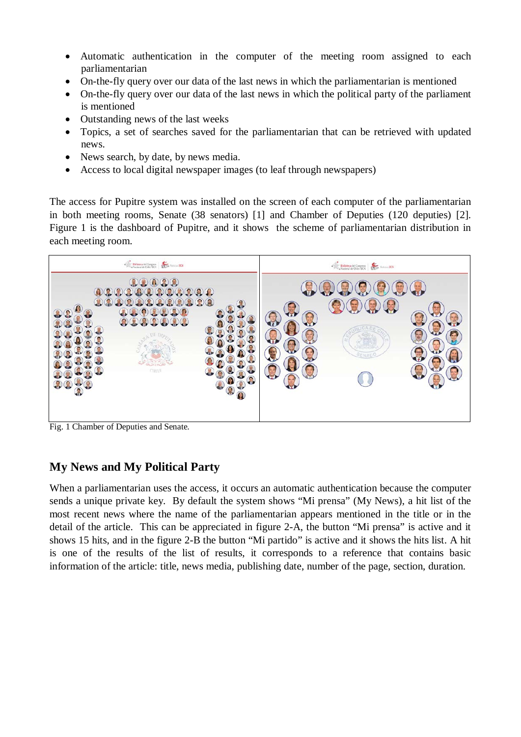- Automatic authentication in the computer of the meeting room assigned to each parliamentarian
- On-the-fly query over our data of the last news in which the parliamentarian is mentioned
- On-the-fly query over our data of the last news in which the political party of the parliament is mentioned
- Outstanding news of the last weeks
- Topics, a set of searches saved for the parliamentarian that can be retrieved with updated news.
- News search, by date, by news media.
- Access to local digital newspaper images (to leaf through newspapers)

The access for Pupitre system was installed on the screen of each computer of the parliamentarian in both meeting rooms, Senate (38 senators) [1] and Chamber of Deputies (120 deputies) [2]. Figure 1 is the dashboard of Pupitre, and it shows the scheme of parliamentarian distribution in each meeting room.

Fig. 1 Chamber of Deputies and Senate.

## My News and My Political Party

When a parliamentarian uses the access, it occurs an automatic authentication because the computer sends a unique private key. By default the system shows "Mi prensa" (My News), a hit list of the most recent news where the name of the parliamentarian appears mentioned in the title or in the detail of the article. This can be appreciated in figure 2-A, the button "Mi prensa" is active and it shows 15 hits, and in the figure 2-B the button "Mi partido" is active and it shows the hits list. A hit is one of the results of the list of results, it corresponds to a reference that contains basic information of the article: title, news media, publishing date, number of the page, section, duration.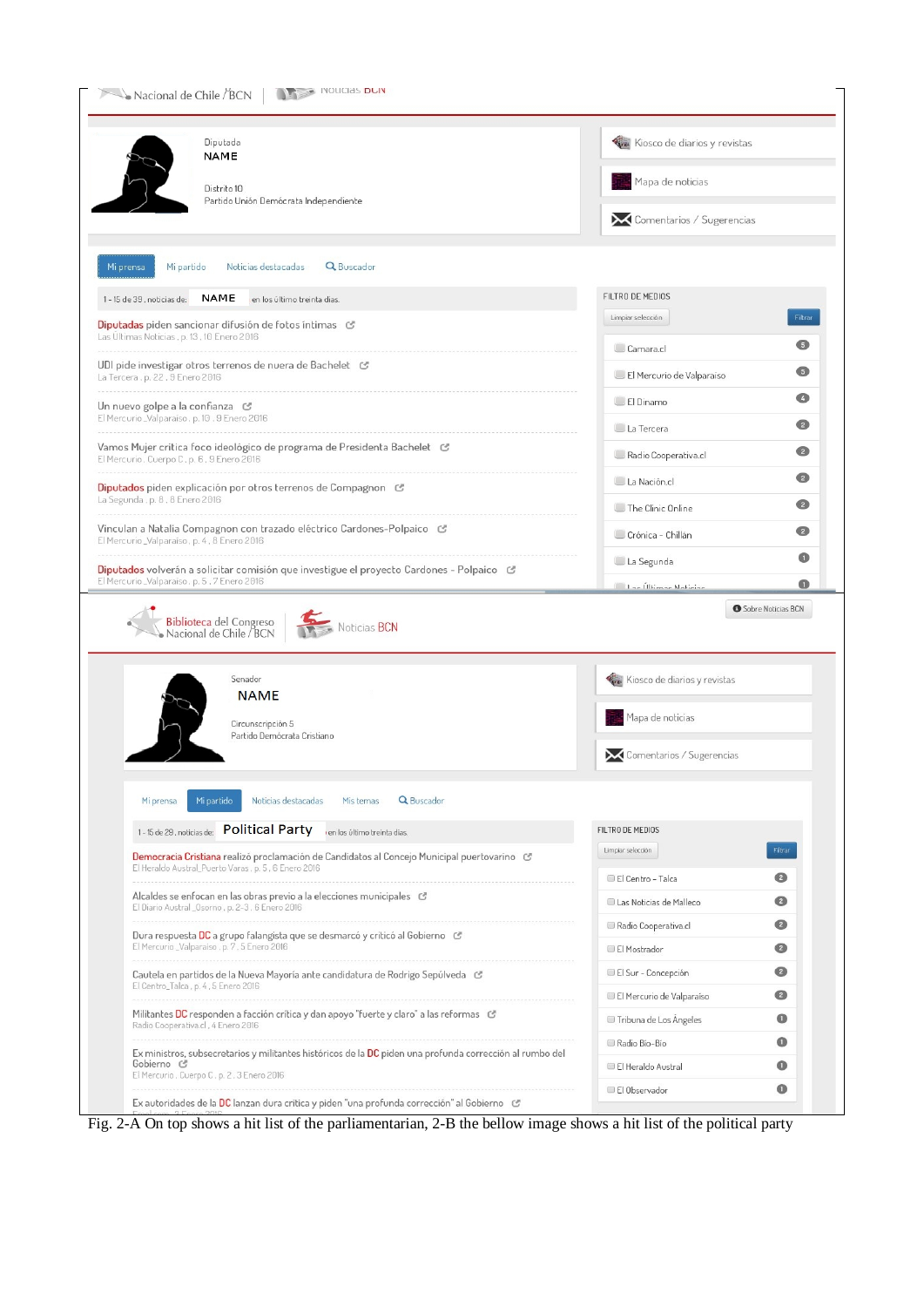Nacional de Chile / BCN | Noticias BCN

Diputada
NAME

Distrito 10
Partido Unión Demócrata Independiente

Kiosco de diarios y revistas
Mapa de noticias
Comentarios / Sugerencias

Mi prensa | Mi partido | Noticias destacadas | Buscador

1 - 15 de 39 , noticias de: NAME en los último treinta días.

Diputadas piden sancionar difusión de fotos íntimas
Las Últimas Noticias , p. 13 , 10 Enero 2016

UDI pide investigar otros terrenos de nuera de Bachelet
La Tercera , p. 22 , 9 Enero 2016

Un nuevo golpe a la confianza
El Mercurio _Valparaíso , p. 10 , 9 Enero 2016

Vamos Mujer critica foco ideológico de programa de Presidenta Bachelet
El Mercurio , Cuerpo C , p. 6 , 9 Enero 2016

Diputados piden explicación por otros terrenos de Compagnon
La Segunda , p. 8 , 8 Enero 2016

Vinculan a Natalia Compagnon con trazado eléctrico Cardones-Polpaico
El Mercurio _Valparaíso , p. 4 , 8 Enero 2016

Diputados volverán a solicitar comisión que investigue el proyecto Cardones - Polpaico
El Mercurio _Valparaíso , p. 5 , 7 Enero 2016

FILTRO DE MEDIOS
Limpiar selección | Filtrar

| Medio | Noticias |
|---|---|
| Camara.cl | 5 |
| El Mercurio de Valparaíso | 5 |
| El Dinamo | 4 |
| La Tercera | 2 |
| Radio Cooperativa.cl | 2 |
| La Nación.cl | 2 |
| The Clinic Online | 2 |
| Crónica - Chillán | 2 |
| La Segunda | 1 |
| Las Últimas Noticias | 1 |

Biblioteca del Congreso Nacional de Chile / BCN | Noticias BCN
Sobre Noticias BCN

Senador
NAME

Circunscripción 5
Partido Demócrata Cristiano

Kiosco de diarios y revistas
Mapa de noticias
Comentarios / Sugerencias

Mi prensa | Mi partido | Noticias destacadas | Mis temas | Buscador

1 - 15 de 29 , noticias de: Political Party en los último treinta días.

Democracia Cristiana realizó proclamación de Candidatos al Concejo Municipal puertovarino
El Heraldo Austral_Puerto Varas , p. 5 , 6 Enero 2016

Alcaldes se enfocan en las obras previo a las elecciones municipales
El Diario Austral _Osorno , p. 2-3 , 6 Enero 2016

Dura respuesta DC a grupo falangista que se desmarcó y criticó al Gobierno
El Mercurio _Valparaíso , p. 7 , 5 Enero 2016

Cautela en partidos de la Nueva Mayoría ante candidatura de Rodrigo Sepúlveda
El Centro_Talca , p. 4 , 5 Enero 2016

Militantes DC responden a facción crítica y dan apoyo "fuerte y claro" a las reformas
Radio Cooperativa.cl , 4 Enero 2016

Ex ministros, subsecretarios y militantes históricos de la DC piden una profunda corrección al rumbo del Gobierno
El Mercurio , Cuerpo C , p. 2 , 3 Enero 2016

Ex autoridades de la DC lanzan dura crítica y piden "una profunda corrección" al Gobierno

FILTRO DE MEDIOS
Limpiar selección | Filtrar

| Medio | Noticias |
|---|---|
| El Centro - Talca | 2 |
| Las Noticias de Malleco | 2 |
| Radio Cooperativa.cl | 2 |
| El Mostrador | 2 |
| El Sur - Concepción | 2 |
| El Mercurio de Valparaíso | 2 |
| Tribuna de Los Ángeles | 1 |
| Radio Bío-Bío | 1 |
| El Heraldo Austral | 1 |
| El Observador | 1 |

Fig. 2-A On top shows a hit list of the parliamentarian, 2-B the bellow image shows a hit list of the political party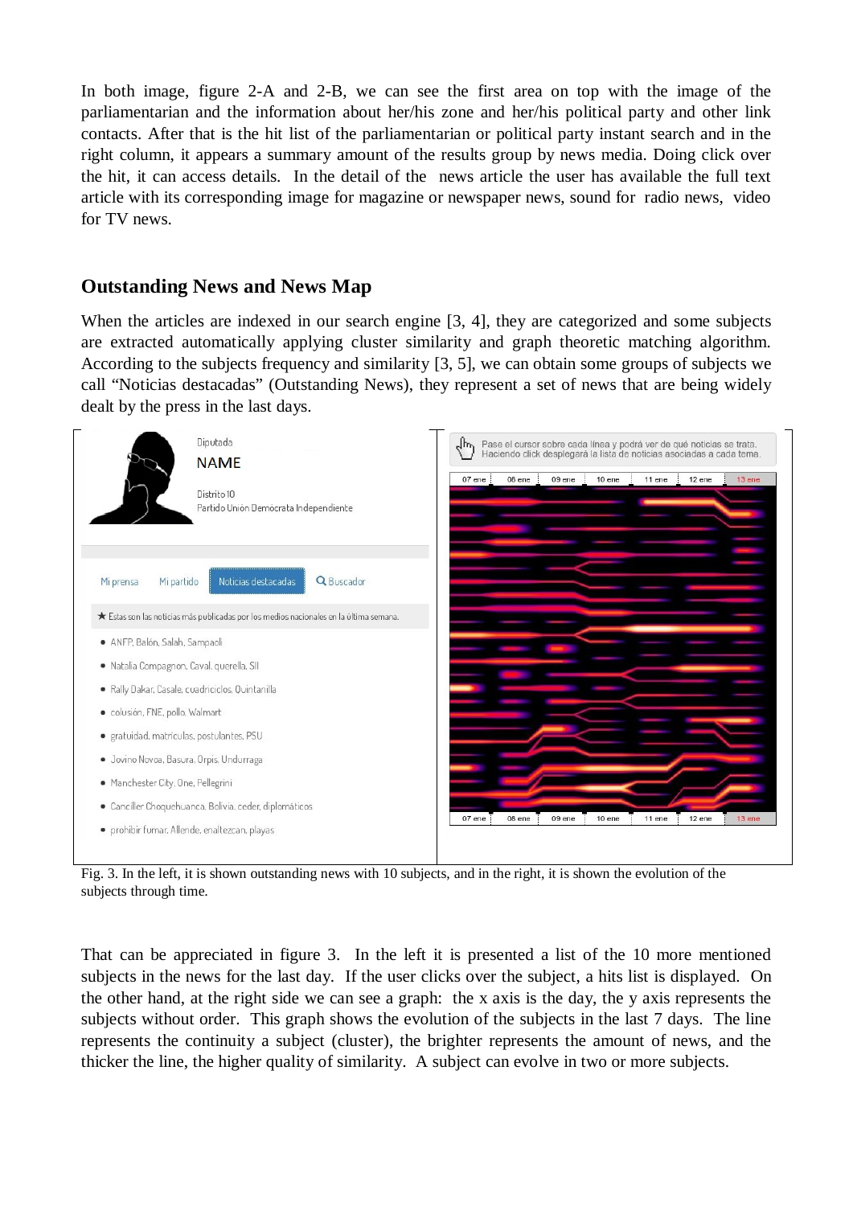In both image, figure 2-A and 2-B, we can see the first area on top with the image of the parliamentarian and the information about her/his zone and her/his political party and other link contacts. After that is the hit list of the parliamentarian or political party instant search and in the right column, it appears a summary amount of the results group by news media. Doing click over the hit, it can access details. In the detail of the news article the user has available the full text article with its corresponding image for magazine or newspaper news, sound for radio news, video for TV news.

## Outstanding News and News Map

When the articles are indexed in our search engine [3, 4], they are categorized and some subjects are extracted automatically applying cluster similarity and graph theoretic matching algorithm. According to the subjects frequency and similarity [3, 5], we can obtain some groups of subjects we call “Noticias destacadas” (Outstanding News), they represent a set of news that are being widely dealt by the press in the last days.

Fig. 3. In the left, it is shown outstanding news with 10 subjects, and in the right, it is shown the evolution of the subjects through time.

That can be appreciated in figure 3. In the left it is presented a list of the 10 more mentioned subjects in the news for the last day. If the user clicks over the subject, a hits list is displayed. On the other hand, at the right side we can see a graph: the x axis is the day, the y axis represents the subjects without order. This graph shows the evolution of the subjects in the last 7 days. The line represents the continuity a subject (cluster), the brighter represents the amount of news, and the thicker the line, the higher quality of similarity. A subject can evolve in two or more subjects.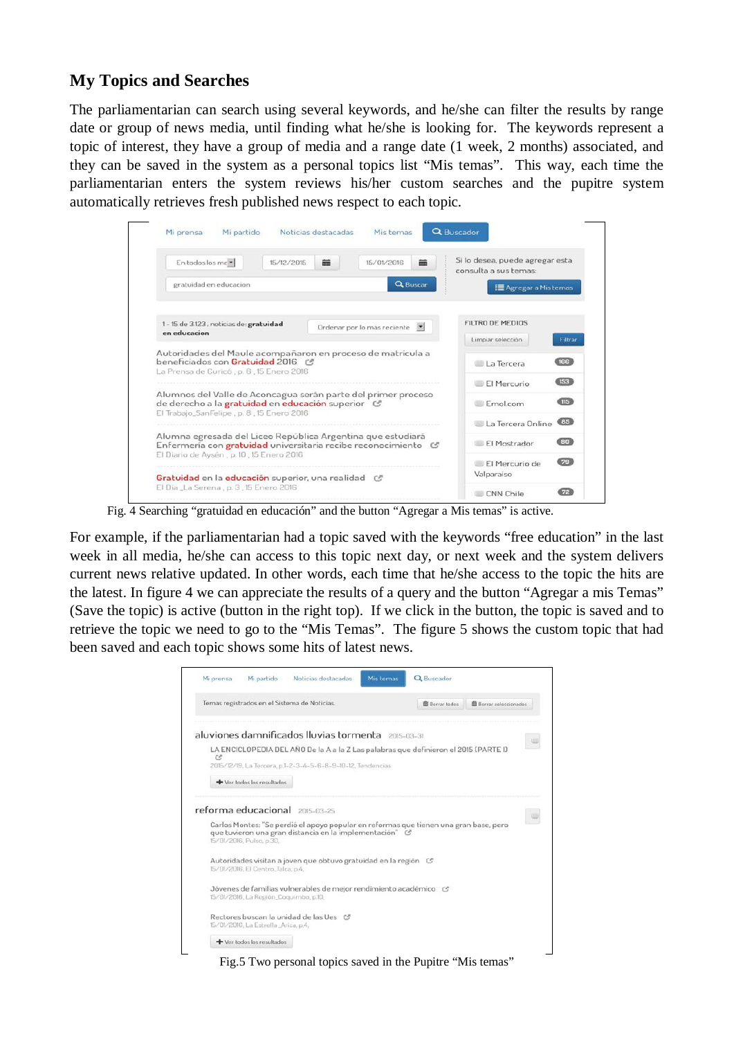## My Topics and Searches

The parliamentarian can search using several keywords, and he/she can filter the results by range date or group of news media, until finding what he/she is looking for. The keywords represent a topic of interest, they have a group of media and a range date (1 week, 2 months) associated, and they can be saved in the system as a personal topics list "Mis temas". This way, each time the parliamentarian enters the system reviews his/her custom searches and the pupitre system automatically retrieves fresh published news respect to each topic.

Fig. 4 Searching "gratuidad en educación" and the button "Agregar a Mis temas" is active.

For example, if the parliamentarian had a topic saved with the keywords "free education" in the last week in all media, he/she can access to this topic next day, or next week and the system delivers current news relative updated. In other words, each time that he/she access to the topic the hits are the latest. In figure 4 we can appreciate the results of a query and the button "Agregar a mis Temas" (Save the topic) is active (button in the right top). If we click in the button, the topic is saved and to retrieve the topic we need to go to the "Mis Temas". The figure 5 shows the custom topic that had been saved and each topic shows some hits of latest news.

Fig.5 Two personal topics saved in the Pupitre "Mis temas"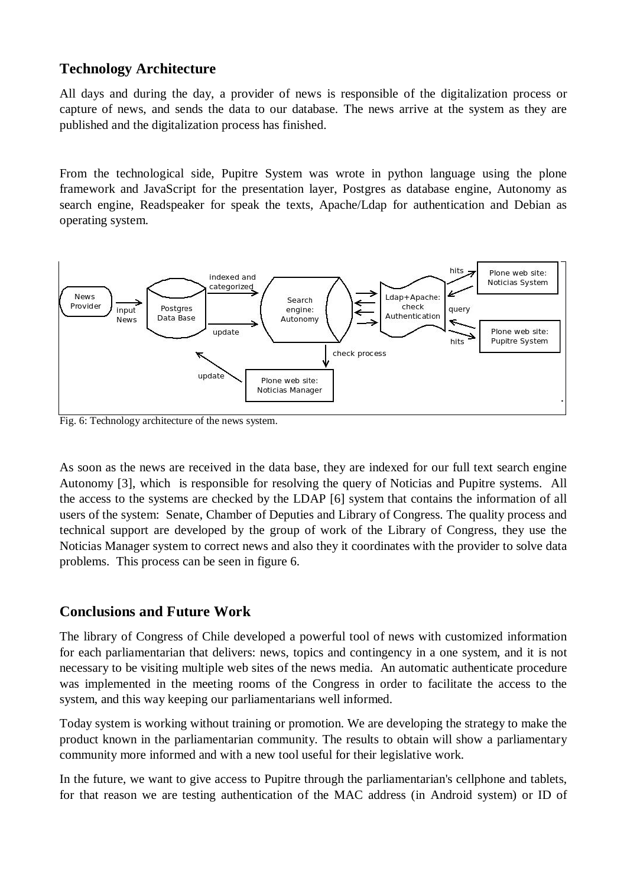## Technology Architecture

All days and during the day, a provider of news is responsible of the digitalization process or capture of news, and sends the data to our database. The news arrive at the system as they are published and the digitalization process has finished.

From the technological side, Pupitre System was wrote in python language using the plone framework and JavaScript for the presentation layer, Postgres as database engine, Autonomy as search engine, Readspeaker for speak the texts, Apache/Ldap for authentication and Debian as operating system.

Fig. 6: Technology architecture of the news system.

As soon as the news are received in the data base, they are indexed for our full text search engine Autonomy [3], which is responsible for resolving the query of Noticias and Pupitre systems. All the access to the systems are checked by the LDAP [6] system that contains the information of all users of the system: Senate, Chamber of Deputies and Library of Congress. The quality process and technical support are developed by the group of work of the Library of Congress, they use the Noticias Manager system to correct news and also they it coordinates with the provider to solve data problems. This process can be seen in figure 6.

## Conclusions and Future Work

The library of Congress of Chile developed a powerful tool of news with customized information for each parliamentarian that delivers: news, topics and contingency in a one system, and it is not necessary to be visiting multiple web sites of the news media. An automatic authenticate procedure was implemented in the meeting rooms of the Congress in order to facilitate the access to the system, and this way keeping our parliamentarians well informed.

Today system is working without training or promotion. We are developing the strategy to make the product known in the parliamentarian community. The results to obtain will show a parliamentary community more informed and with a new tool useful for their legislative work.

In the future, we want to give access to Pupitre through the parliamentarian's cellphone and tablets, for that reason we are testing authentication of the MAC address (in Android system) or ID of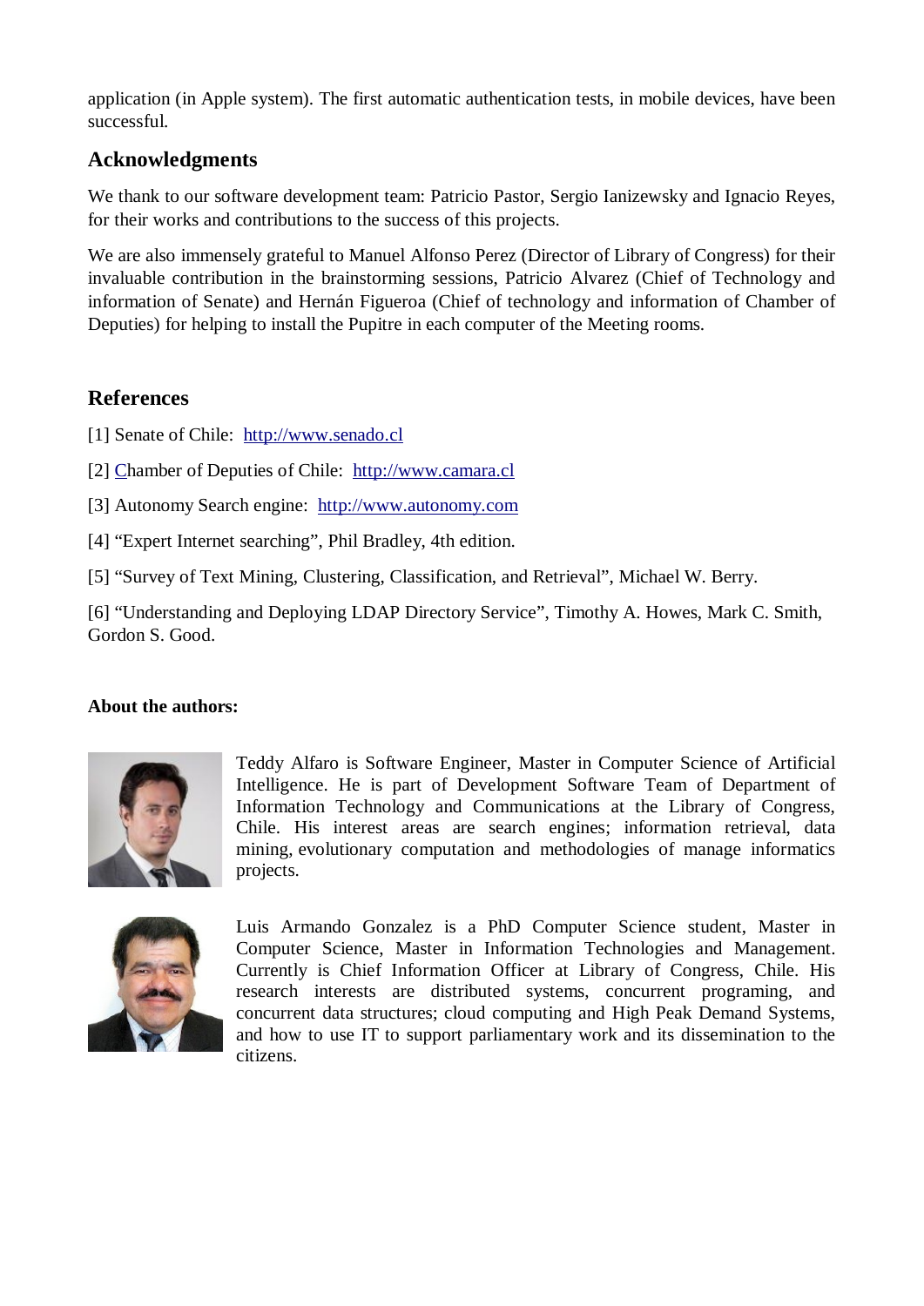application (in Apple system). The first automatic authentication tests, in mobile devices, have been successful.

## Acknowledgments

We thank to our software development team: Patricio Pastor, Sergio Ianizewsky and Ignacio Reyes, for their works and contributions to the success of this projects.

We are also immensely grateful to Manuel Alfonso Perez (Director of Library of Congress) for their invaluable contribution in the brainstorming sessions, Patricio Alvarez (Chief of Technology and information of Senate) and Hernán Figueroa (Chief of technology and information of Chamber of Deputies) for helping to install the Pupitre in each computer of the Meeting rooms.

## References

[1] Senate of Chile: http://www.senado.cl

[2] Chamber of Deputies of Chile: http://www.camara.cl

[3] Autonomy Search engine: http://www.autonomy.com

[4] “Expert Internet searching”, Phil Bradley, 4th edition.

[5] “Survey of Text Mining, Clustering, Classification, and Retrieval”, Michael W. Berry.

[6] “Understanding and Deploying LDAP Directory Service”, Timothy A. Howes, Mark C. Smith, Gordon S. Good.

**About the authors:**

Teddy Alfaro is Software Engineer, Master in Computer Science of Artificial Intelligence. He is part of Development Software Team of Department of Information Technology and Communications at the Library of Congress, Chile. His interest areas are search engines; information retrieval, data mining, evolutionary computation and methodologies of manage informatics projects.

Luis Armando Gonzalez is a PhD Computer Science student, Master in Computer Science, Master in Information Technologies and Management. Currently is Chief Information Officer at Library of Congress, Chile. His research interests are distributed systems, concurrent programing, and concurrent data structures; cloud computing and High Peak Demand Systems, and how to use IT to support parliamentary work and its dissemination to the citizens.